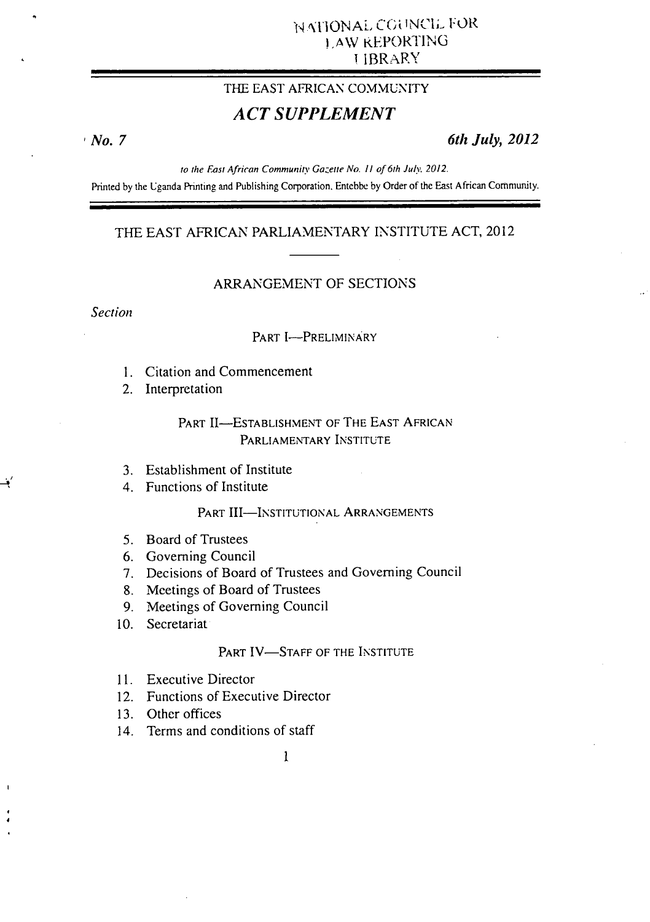NATIONAL COUNCIL FOR
LAW REPORTING
LIBRARY

THE EAST AFRICAN COMMUNITY

# ACT SUPPLEMENT

*No. 7* *6th July, 2012*

*to the East African Community Gazette No. 11 of 6th July, 2012.*

Printed by the Uganda Printing and Publishing Corporation, Entebbe by Order of the East African Community.

## THE EAST AFRICAN PARLIAMENTARY INSTITUTE ACT, 2012

### ARRANGEMENT OF SECTIONS

*Section*

PART I—PRELIMINARY

1. Citation and Commencement
2. Interpretation

PART II—ESTABLISHMENT OF THE EAST AFRICAN PARLIAMENTARY INSTITUTE

3. Establishment of Institute
4. Functions of Institute

PART III—INSTITUTIONAL ARRANGEMENTS

5. Board of Trustees
6. Governing Council
7. Decisions of Board of Trustees and Governing Council
8. Meetings of Board of Trustees
9. Meetings of Governing Council
10. Secretariat

PART IV—STAFF OF THE INSTITUTE

11. Executive Director
12. Functions of Executive Director
13. Other offices
14. Terms and conditions of staff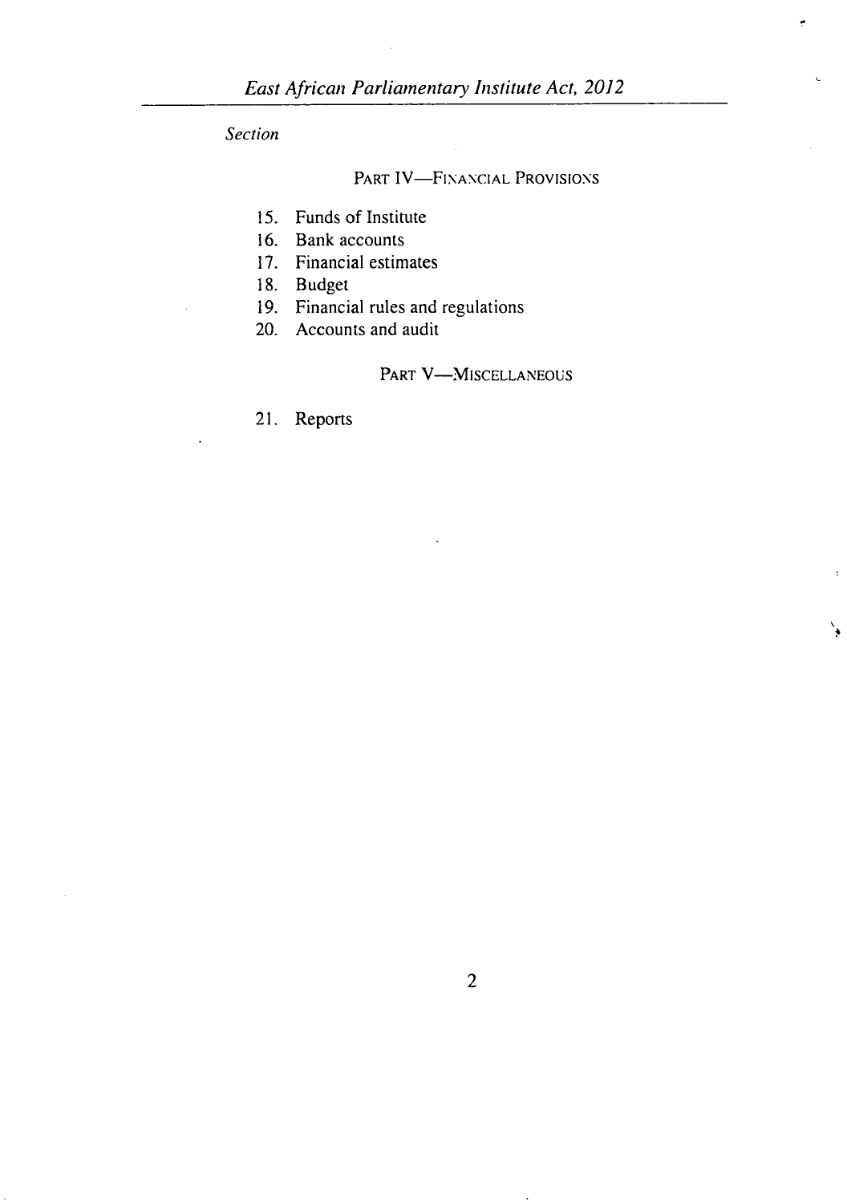*Section*

PART IV—FINANCIAL PROVISIONS

15. Funds of Institute
16. Bank accounts
17. Financial estimates
18. Budget
19. Financial rules and regulations
20. Accounts and audit

PART V—MISCELLANEOUS

21. Reports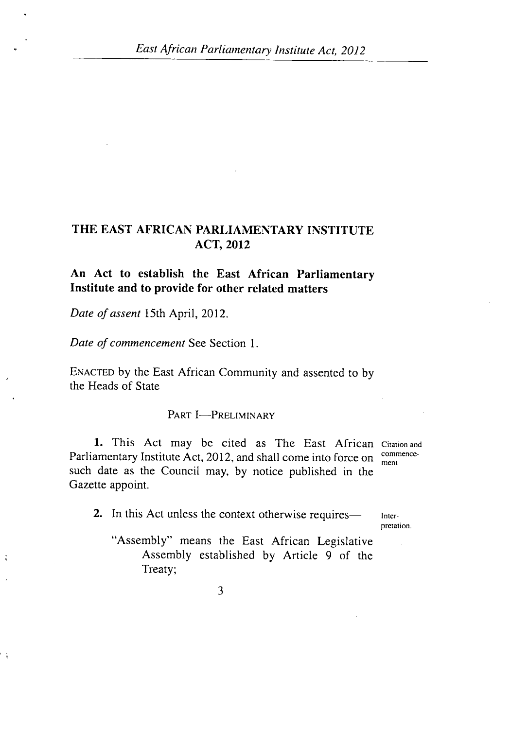# THE EAST AFRICAN PARLIAMENTARY INSTITUTE ACT, 2012

**An Act to establish the East African Parliamentary Institute and to provide for other related matters**

*Date of assent* 15th April, 2012.

*Date of commencement* See Section 1.

ENACTED by the East African Community and assented to by the Heads of State

## PART I—PRELIMINARY

Citation and commencement

**1.** This Act may be cited as The East African Parliamentary Institute Act, 2012, and shall come into force on such date as the Council may, by notice published in the Gazette appoint.

Interpretation.

**2.** In this Act unless the context otherwise requires—

"Assembly" means the East African Legislative Assembly established by Article 9 of the Treaty;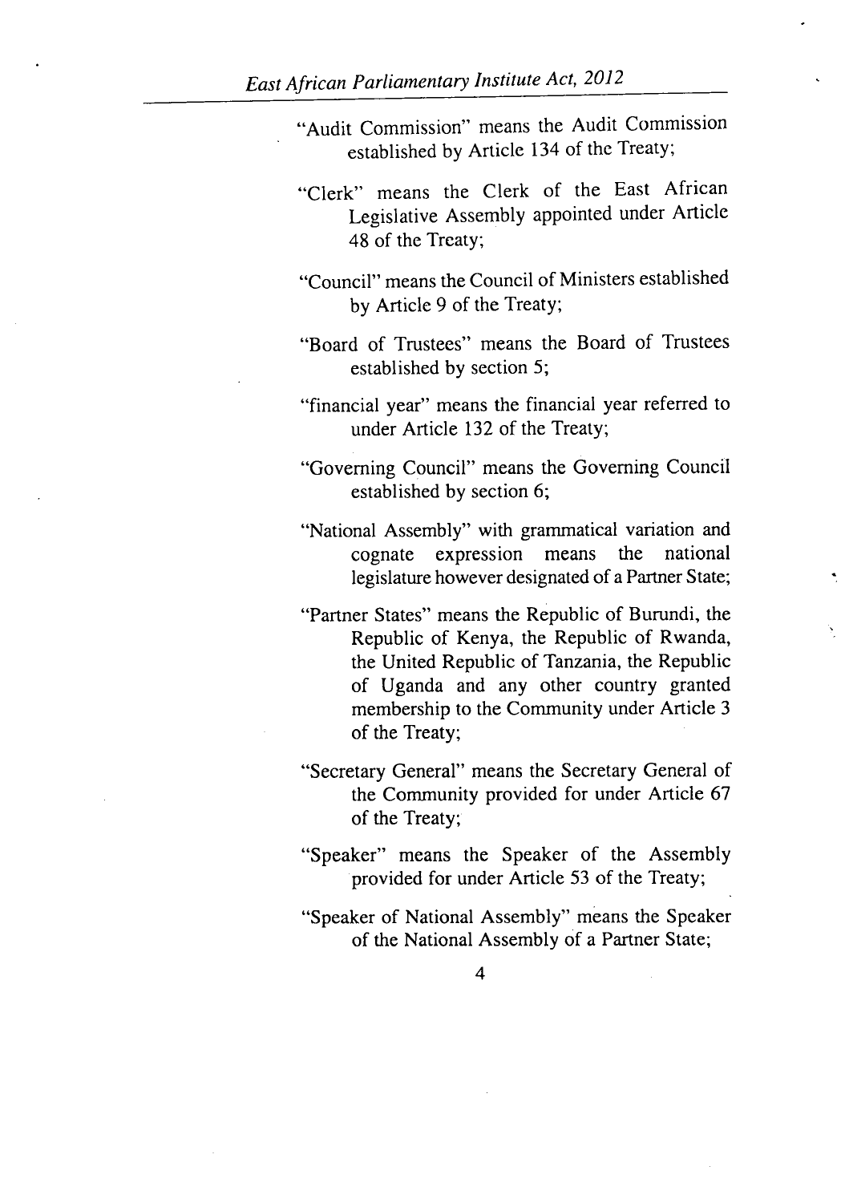"Audit Commission" means the Audit Commission established by Article 134 of the Treaty;

"Clerk" means the Clerk of the East African Legislative Assembly appointed under Article 48 of the Treaty;

"Council" means the Council of Ministers established by Article 9 of the Treaty;

"Board of Trustees" means the Board of Trustees established by section 5;

"financial year" means the financial year referred to under Article 132 of the Treaty;

"Governing Council" means the Governing Council established by section 6;

"National Assembly" with grammatical variation and cognate expression means the national legislature however designated of a Partner State;

"Partner States" means the Republic of Burundi, the Republic of Kenya, the Republic of Rwanda, the United Republic of Tanzania, the Republic of Uganda and any other country granted membership to the Community under Article 3 of the Treaty;

"Secretary General" means the Secretary General of the Community provided for under Article 67 of the Treaty;

"Speaker" means the Speaker of the Assembly provided for under Article 53 of the Treaty;

"Speaker of National Assembly" means the Speaker of the National Assembly of a Partner State;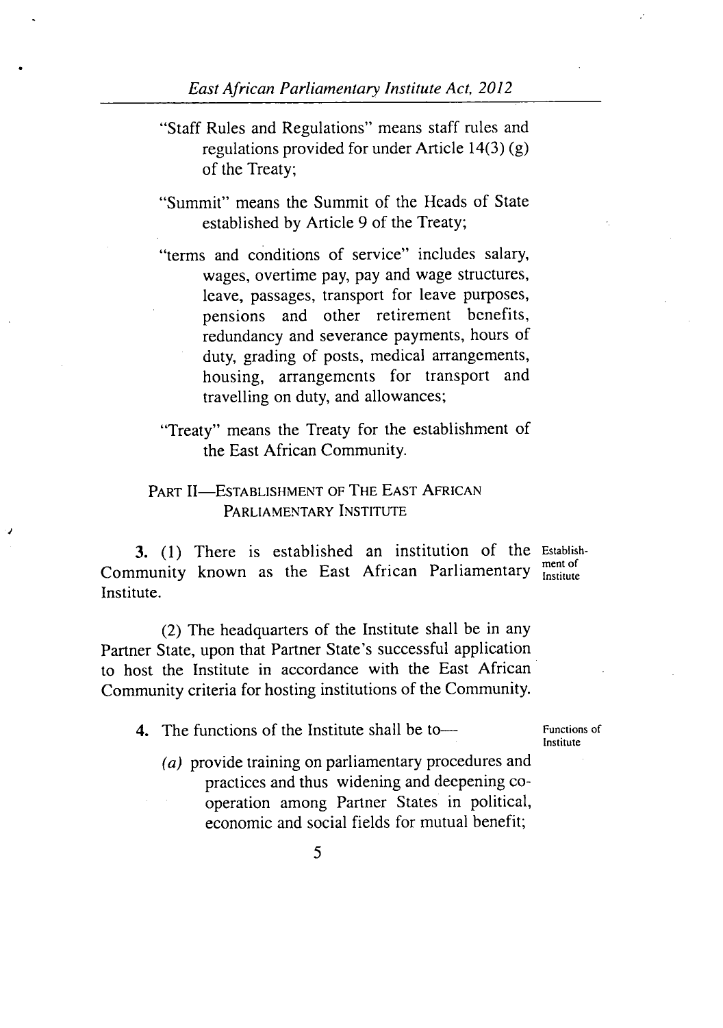"Staff Rules and Regulations" means staff rules and regulations provided for under Article 14(3) (g) of the Treaty;

"Summit" means the Summit of the Heads of State established by Article 9 of the Treaty;

"terms and conditions of service" includes salary, wages, overtime pay, pay and wage structures, leave, passages, transport for leave purposes, pensions and other retirement benefits, redundancy and severance payments, hours of duty, grading of posts, medical arrangements, housing, arrangements for transport and travelling on duty, and allowances;

"Treaty" means the Treaty for the establishment of the East African Community.

## PART II—ESTABLISHMENT OF THE EAST AFRICAN PARLIAMENTARY INSTITUTE

Establishment of Institute

**3.** (1) There is established an institution of the Community known as the East African Parliamentary Institute.

(2) The headquarters of the Institute shall be in any Partner State, upon that Partner State's successful application to host the Institute in accordance with the East African Community criteria for hosting institutions of the Community.

Functions of Institute

**4.** The functions of the Institute shall be to—

*(a)* provide training on parliamentary procedures and practices and thus widening and deepening co-operation among Partner States in political, economic and social fields for mutual benefit;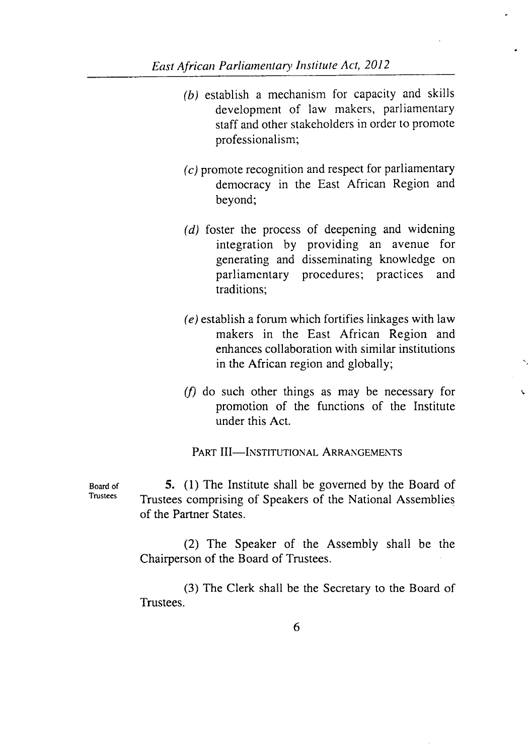(*b*) establish a mechanism for capacity and skills development of law makers, parliamentary staff and other stakeholders in order to promote professionalism;

(*c*) promote recognition and respect for parliamentary democracy in the East African Region and beyond;

(*d*) foster the process of deepening and widening integration by providing an avenue for generating and disseminating knowledge on parliamentary procedures; practices and traditions;

(*e*) establish a forum which fortifies linkages with law makers in the East African Region and enhances collaboration with similar institutions in the African region and globally;

(*f*) do such other things as may be necessary for promotion of the functions of the Institute under this Act.

## PART III—INSTITUTIONAL ARRANGEMENTS

Board of Trustees

**5.** (1) The Institute shall be governed by the Board of Trustees comprising of Speakers of the National Assemblies of the Partner States.

(2) The Speaker of the Assembly shall be the Chairperson of the Board of Trustees.

(3) The Clerk shall be the Secretary to the Board of Trustees.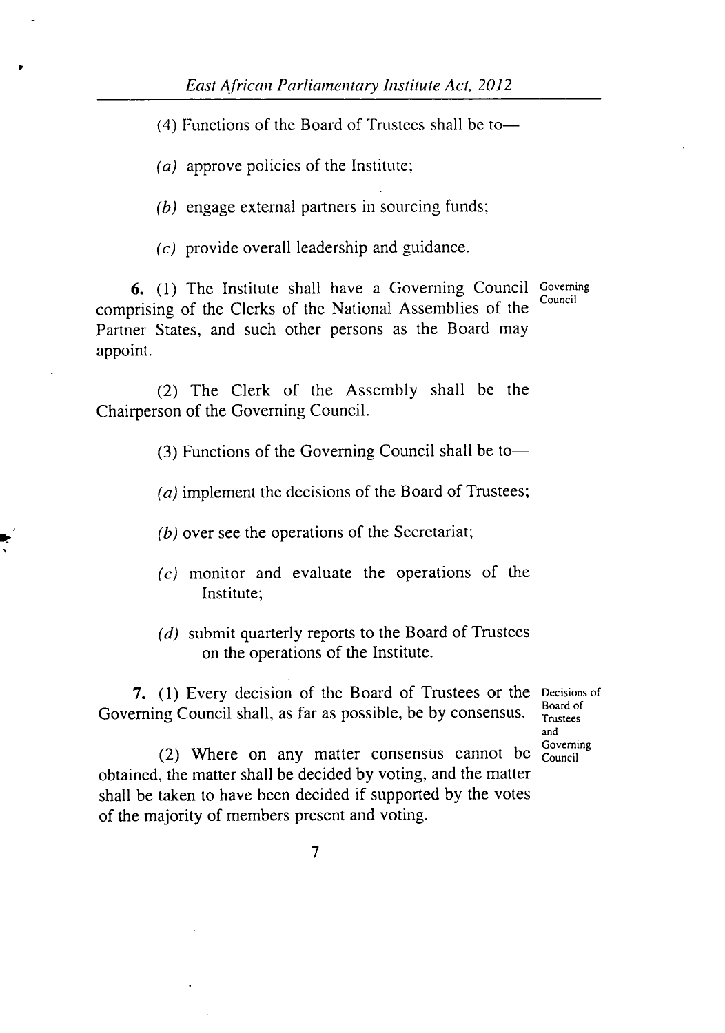(4) Functions of the Board of Trustees shall be to—

*(a)* approve policies of the Institute;

*(b)* engage external partners in sourcing funds;

*(c)* provide overall leadership and guidance.

Governing Council

**6.** (1) The Institute shall have a Governing Council comprising of the Clerks of the National Assemblies of the Partner States, and such other persons as the Board may appoint.

(2) The Clerk of the Assembly shall be the Chairperson of the Governing Council.

(3) Functions of the Governing Council shall be to—

*(a)* implement the decisions of the Board of Trustees;

*(b)* over see the operations of the Secretariat;

*(c)* monitor and evaluate the operations of the Institute;

*(d)* submit quarterly reports to the Board of Trustees on the operations of the Institute.

Decisions of Board of Trustees and Governing Council

**7.** (1) Every decision of the Board of Trustees or the Governing Council shall, as far as possible, be by consensus.

(2) Where on any matter consensus cannot be obtained, the matter shall be decided by voting, and the matter shall be taken to have been decided if supported by the votes of the majority of members present and voting.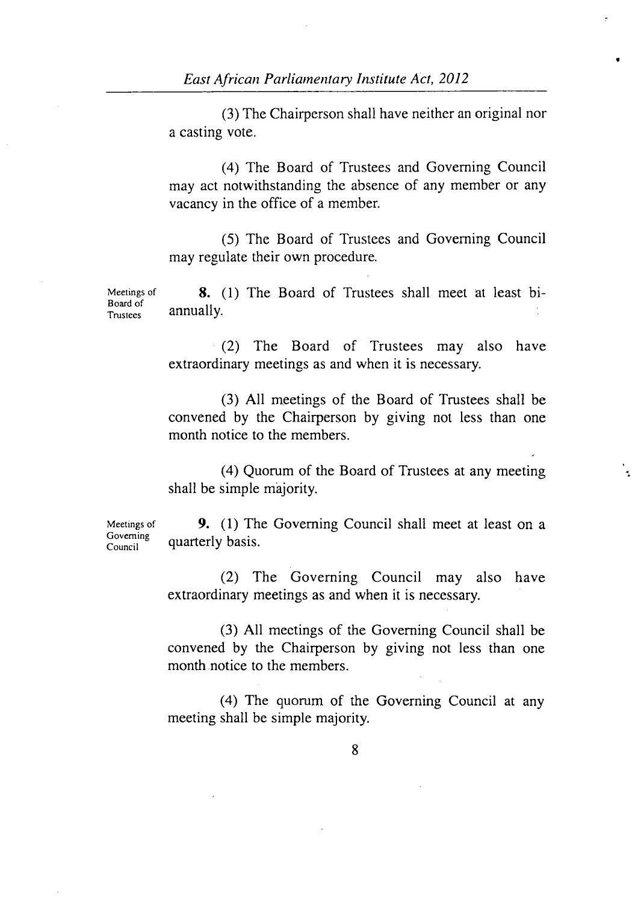(3) The Chairperson shall have neither an original nor a casting vote.

(4) The Board of Trustees and Governing Council may act notwithstanding the absence of any member or any vacancy in the office of a member.

(5) The Board of Trustees and Governing Council may regulate their own procedure.

Meetings of Board of Trustees

**8.** (1) The Board of Trustees shall meet at least bi-annually.

(2) The Board of Trustees may also have extraordinary meetings as and when it is necessary.

(3) All meetings of the Board of Trustees shall be convened by the Chairperson by giving not less than one month notice to the members.

(4) Quorum of the Board of Trustees at any meeting shall be simple majority.

Meetings of Governing Council

**9.** (1) The Governing Council shall meet at least on a quarterly basis.

(2) The Governing Council may also have extraordinary meetings as and when it is necessary.

(3) All meetings of the Governing Council shall be convened by the Chairperson by giving not less than one month notice to the members.

(4) The quorum of the Governing Council at any meeting shall be simple majority.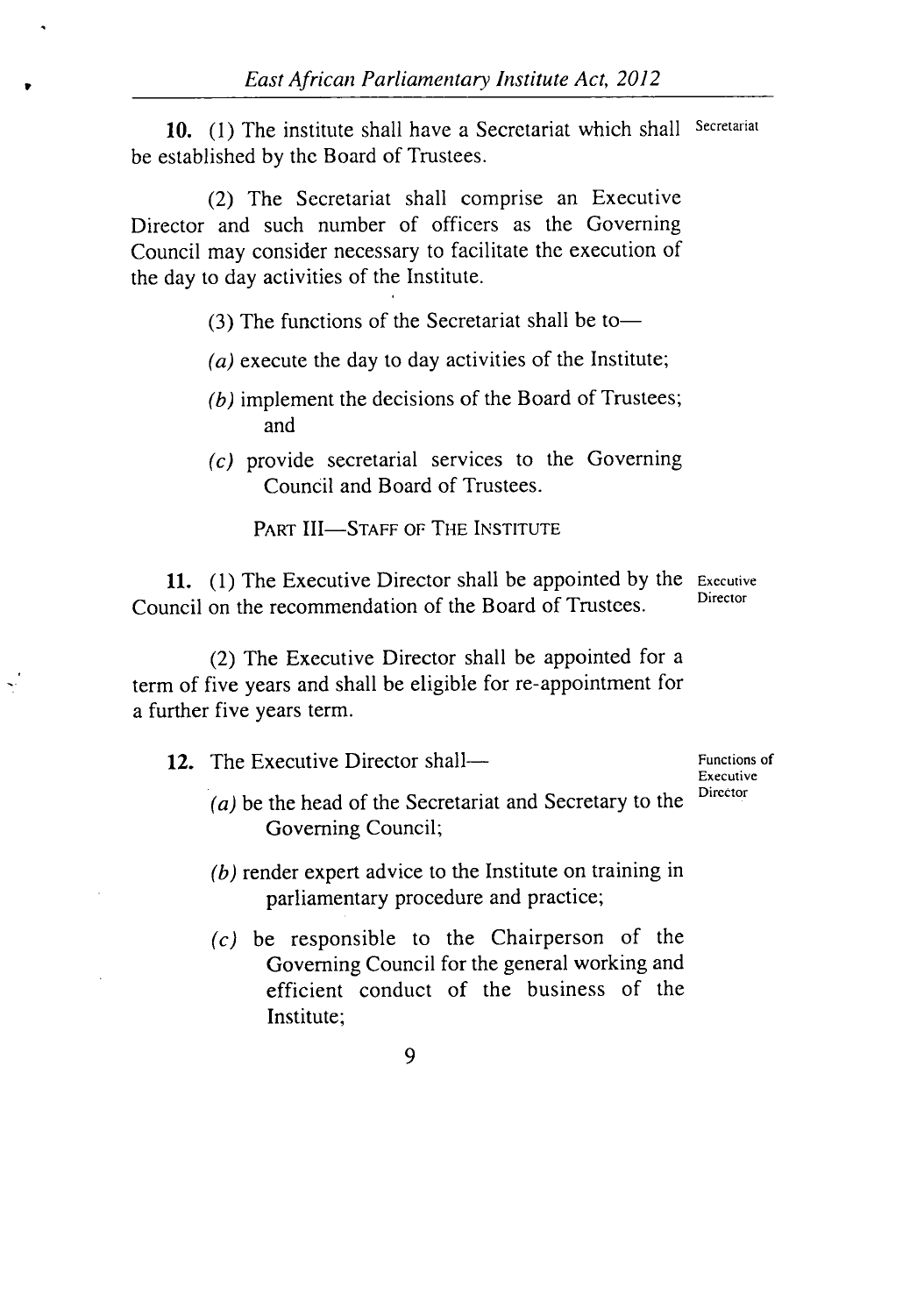**10.** (1) The institute shall have a Secretariat which shall be established by the Board of Trustees. Secretariat

(2) The Secretariat shall comprise an Executive Director and such number of officers as the Governing Council may consider necessary to facilitate the execution of the day to day activities of the Institute.

(3) The functions of the Secretariat shall be to—

*(a)* execute the day to day activities of the Institute;

*(b)* implement the decisions of the Board of Trustees; and

*(c)* provide secretarial services to the Governing Council and Board of Trustees.

## PART III—STAFF OF THE INSTITUTE

**11.** (1) The Executive Director shall be appointed by the Council on the recommendation of the Board of Trustees. Executive Director

(2) The Executive Director shall be appointed for a term of five years and shall be eligible for re-appointment for a further five years term.

**12.** The Executive Director shall— Functions of Executive Director

*(a)* be the head of the Secretariat and Secretary to the Governing Council;

*(b)* render expert advice to the Institute on training in parliamentary procedure and practice;

*(c)* be responsible to the Chairperson of the Governing Council for the general working and efficient conduct of the business of the Institute;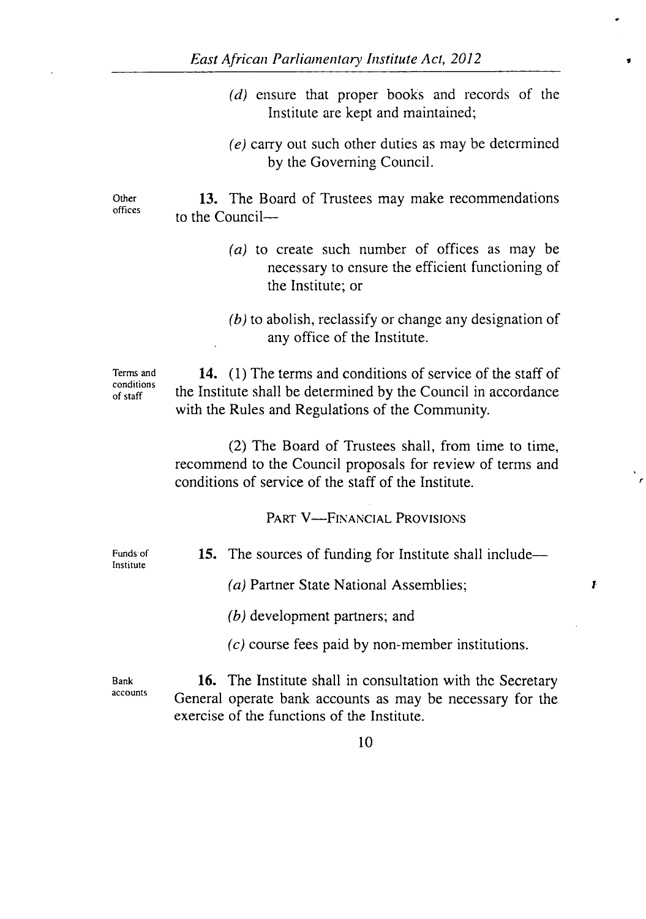(*d*) ensure that proper books and records of the Institute are kept and maintained;

(*e*) carry out such other duties as may be determined by the Governing Council.

Other offices

**13.** The Board of Trustees may make recommendations to the Council—

(*a*) to create such number of offices as may be necessary to ensure the efficient functioning of the Institute; or

(*b*) to abolish, reclassify or change any designation of any office of the Institute.

Terms and conditions of staff

**14.** (1) The terms and conditions of service of the staff of the Institute shall be determined by the Council in accordance with the Rules and Regulations of the Community.

(2) The Board of Trustees shall, from time to time, recommend to the Council proposals for review of terms and conditions of service of the staff of the Institute.

## PART V—FINANCIAL PROVISIONS

Funds of Institute

**15.** The sources of funding for Institute shall include—

(*a*) Partner State National Assemblies;

(*b*) development partners; and

(*c*) course fees paid by non-member institutions.

Bank accounts

**16.** The Institute shall in consultation with the Secretary General operate bank accounts as may be necessary for the exercise of the functions of the Institute.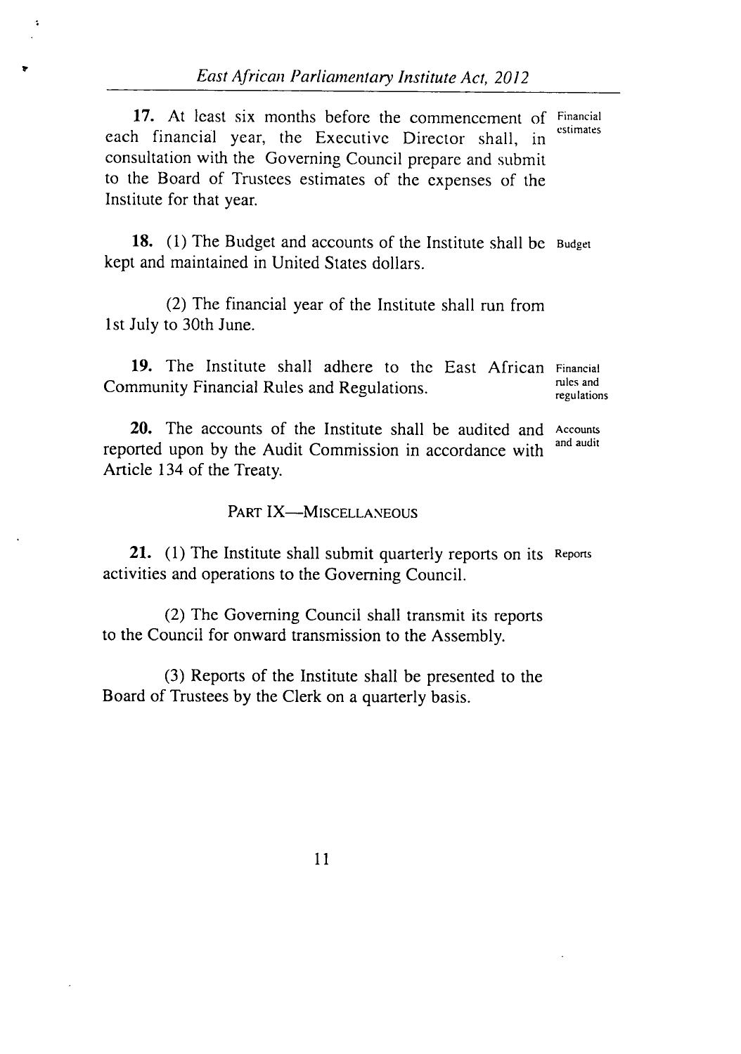**17.** At least six months before the commencement of each financial year, the Executive Director shall, in consultation with the Governing Council prepare and submit to the Board of Trustees estimates of the expenses of the Institute for that year. *Financial estimates*

**18.** (1) The Budget and accounts of the Institute shall be kept and maintained in United States dollars. *Budget*

(2) The financial year of the Institute shall run from 1st July to 30th June.

**19.** The Institute shall adhere to the East African Community Financial Rules and Regulations. *Financial rules and regulations*

**20.** The accounts of the Institute shall be audited and reported upon by the Audit Commission in accordance with Article 134 of the Treaty. *Accounts and audit*

## PART IX—MISCELLANEOUS

**21.** (1) The Institute shall submit quarterly reports on its activities and operations to the Governing Council. *Reports*

(2) The Governing Council shall transmit its reports to the Council for onward transmission to the Assembly.

(3) Reports of the Institute shall be presented to the Board of Trustees by the Clerk on a quarterly basis.